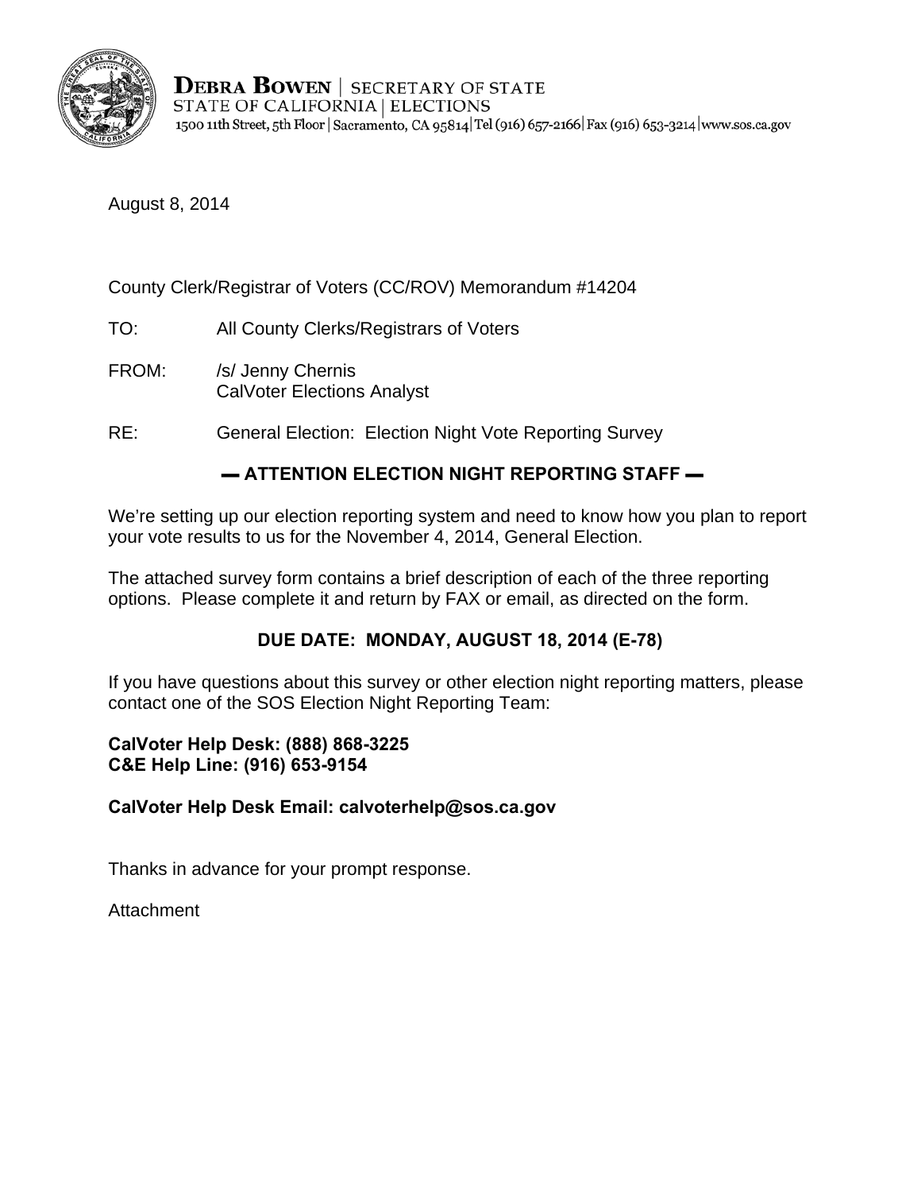**DEBRA BOWEN** | SECRETARY OF STATE
STATE OF CALIFORNIA | ELECTIONS
1500 11th Street, 5th Floor | Sacramento, CA 95814 | Tel (916) 657-2166 | Fax (916) 653-3214 | www.sos.ca.gov

August 8, 2014

County Clerk/Registrar of Voters (CC/ROV) Memorandum #14204

TO: All County Clerks/Registrars of Voters

FROM: /s/ Jenny Chernis
CalVoter Elections Analyst

RE: General Election: Election Night Vote Reporting Survey

**▬ ATTENTION ELECTION NIGHT REPORTING STAFF ▬**

We're setting up our election reporting system and need to know how you plan to report your vote results to us for the November 4, 2014, General Election.

The attached survey form contains a brief description of each of the three reporting options. Please complete it and return by FAX or email, as directed on the form.

**DUE DATE: MONDAY, AUGUST 18, 2014 (E-78)**

If you have questions about this survey or other election night reporting matters, please contact one of the SOS Election Night Reporting Team:

**CalVoter Help Desk: (888) 868-3225**
**C&E Help Line: (916) 653-9154**

**CalVoter Help Desk Email: calvoterhelp@sos.ca.gov**

Thanks in advance for your prompt response.

Attachment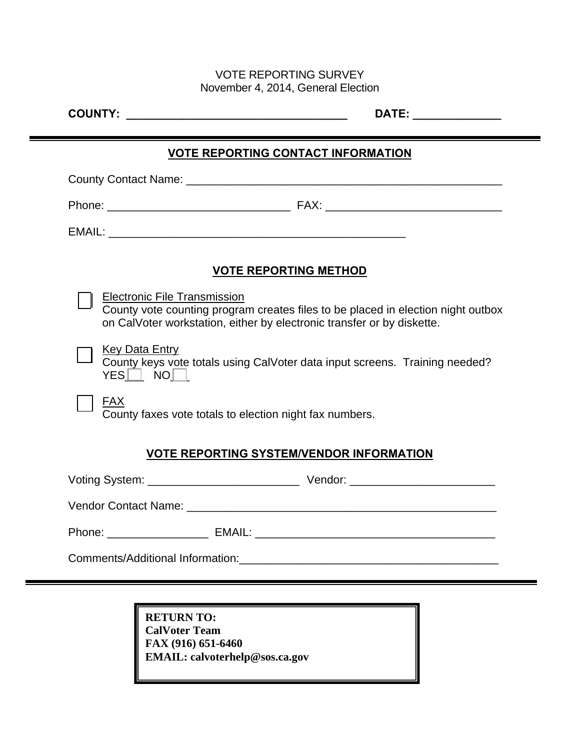VOTE REPORTING SURVEY
November 4, 2014, General Election

**COUNTY: ___________________________________ DATE: ______________**

---

## VOTE REPORTING CONTACT INFORMATION

County Contact Name: ___________________________________________________

Phone: _____________________________ FAX: ____________________________

EMAIL: _______________________________________________

## VOTE REPORTING METHOD

☐ Electronic File Transmission
County vote counting program creates files to be placed in election night outbox on CalVoter workstation, either by electronic transfer or by diskette.

☐ Key Data Entry
County keys vote totals using CalVoter data input screens. Training needed? YES☐ NO☐

☐ FAX
County faxes vote totals to election night fax numbers.

## VOTE REPORTING SYSTEM/VENDOR INFORMATION

Voting System: ________________________ Vendor: _______________________

Vendor Contact Name: __________________________________________________

Phone: ________________ EMAIL: ______________________________________

Comments/Additional Information:_________________________________________

---

**RETURN TO:**
**CalVoter Team**
**FAX (916) 651-6460**
**EMAIL: calvoterhelp@sos.ca.gov**